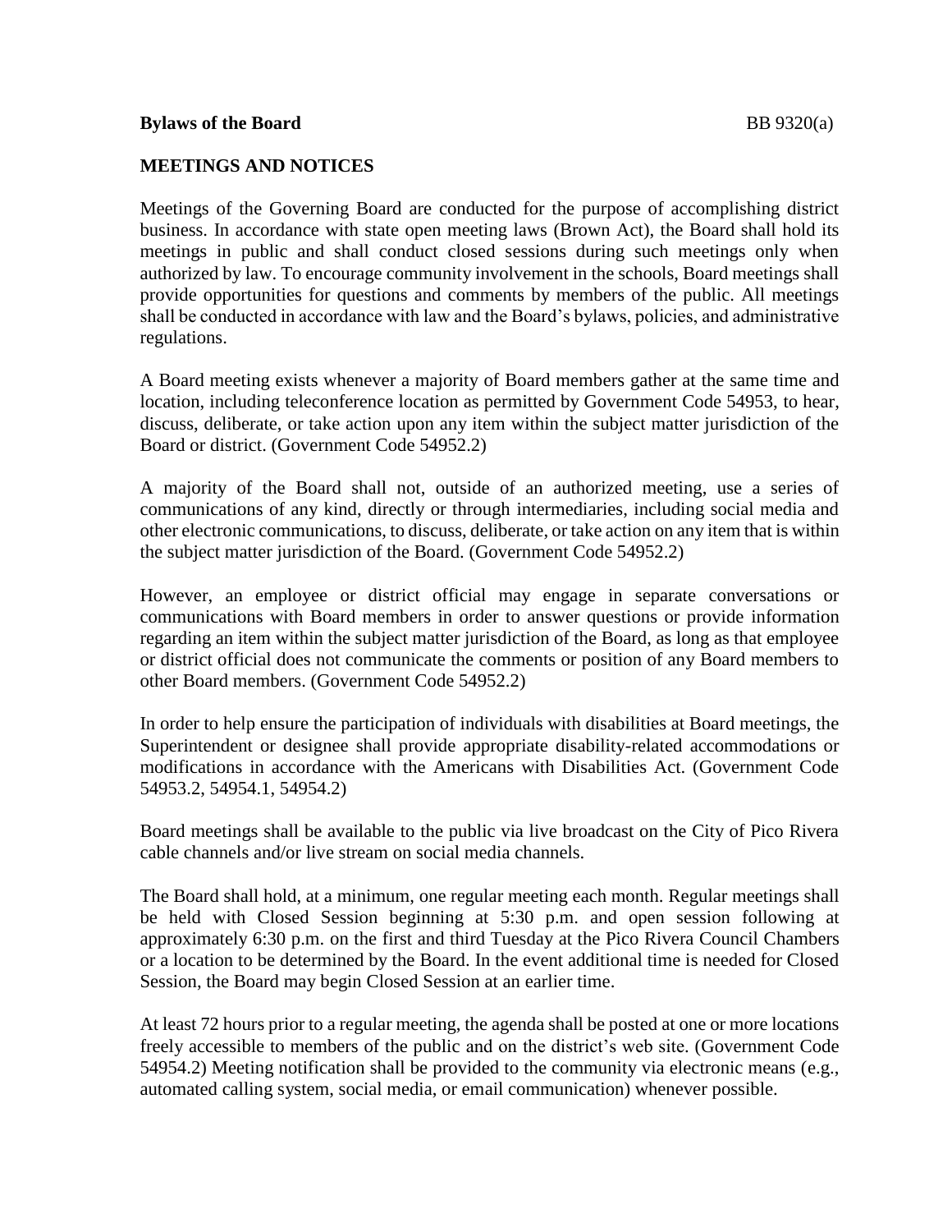**Bylaws of the Board** BB 9320(a)

## MEETINGS AND NOTICES

Meetings of the Governing Board are conducted for the purpose of accomplishing district business. In accordance with state open meeting laws (Brown Act), the Board shall hold its meetings in public and shall conduct closed sessions during such meetings only when authorized by law. To encourage community involvement in the schools, Board meetings shall provide opportunities for questions and comments by members of the public. All meetings shall be conducted in accordance with law and the Board's bylaws, policies, and administrative regulations.

A Board meeting exists whenever a majority of Board members gather at the same time and location, including teleconference location as permitted by Government Code 54953, to hear, discuss, deliberate, or take action upon any item within the subject matter jurisdiction of the Board or district. (Government Code 54952.2)

A majority of the Board shall not, outside of an authorized meeting, use a series of communications of any kind, directly or through intermediaries, including social media and other electronic communications, to discuss, deliberate, or take action on any item that is within the subject matter jurisdiction of the Board. (Government Code 54952.2)

However, an employee or district official may engage in separate conversations or communications with Board members in order to answer questions or provide information regarding an item within the subject matter jurisdiction of the Board, as long as that employee or district official does not communicate the comments or position of any Board members to other Board members. (Government Code 54952.2)

In order to help ensure the participation of individuals with disabilities at Board meetings, the Superintendent or designee shall provide appropriate disability-related accommodations or modifications in accordance with the Americans with Disabilities Act. (Government Code 54953.2, 54954.1, 54954.2)

Board meetings shall be available to the public via live broadcast on the City of Pico Rivera cable channels and/or live stream on social media channels.

The Board shall hold, at a minimum, one regular meeting each month. Regular meetings shall be held with Closed Session beginning at 5:30 p.m. and open session following at approximately 6:30 p.m. on the first and third Tuesday at the Pico Rivera Council Chambers or a location to be determined by the Board. In the event additional time is needed for Closed Session, the Board may begin Closed Session at an earlier time.

At least 72 hours prior to a regular meeting, the agenda shall be posted at one or more locations freely accessible to members of the public and on the district's web site. (Government Code 54954.2) Meeting notification shall be provided to the community via electronic means (e.g., automated calling system, social media, or email communication) whenever possible.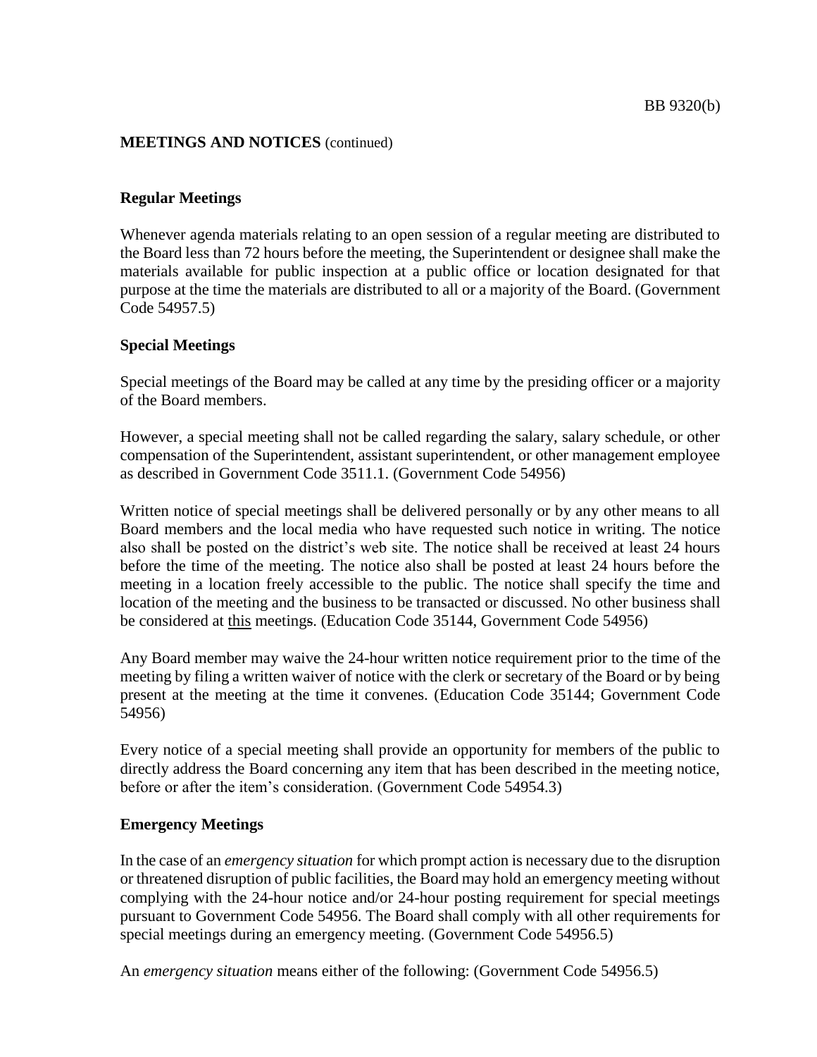**MEETINGS AND NOTICES** (continued)

## Regular Meetings

Whenever agenda materials relating to an open session of a regular meeting are distributed to the Board less than 72 hours before the meeting, the Superintendent or designee shall make the materials available for public inspection at a public office or location designated for that purpose at the time the materials are distributed to all or a majority of the Board. (Government Code 54957.5)

## Special Meetings

Special meetings of the Board may be called at any time by the presiding officer or a majority of the Board members.

However, a special meeting shall not be called regarding the salary, salary schedule, or other compensation of the Superintendent, assistant superintendent, or other management employee as described in Government Code 3511.1. (Government Code 54956)

Written notice of special meetings shall be delivered personally or by any other means to all Board members and the local media who have requested such notice in writing. The notice also shall be posted on the district's web site. The notice shall be received at least 24 hours before the time of the meeting. The notice also shall be posted at least 24 hours before the meeting in a location freely accessible to the public. The notice shall specify the time and location of the meeting and the business to be transacted or discussed. No other business shall be considered at this meetings. (Education Code 35144, Government Code 54956)

Any Board member may waive the 24-hour written notice requirement prior to the time of the meeting by filing a written waiver of notice with the clerk or secretary of the Board or by being present at the meeting at the time it convenes. (Education Code 35144; Government Code 54956)

Every notice of a special meeting shall provide an opportunity for members of the public to directly address the Board concerning any item that has been described in the meeting notice, before or after the item's consideration. (Government Code 54954.3)

## Emergency Meetings

In the case of an *emergency situation* for which prompt action is necessary due to the disruption or threatened disruption of public facilities, the Board may hold an emergency meeting without complying with the 24-hour notice and/or 24-hour posting requirement for special meetings pursuant to Government Code 54956. The Board shall comply with all other requirements for special meetings during an emergency meeting. (Government Code 54956.5)

An *emergency situation* means either of the following: (Government Code 54956.5)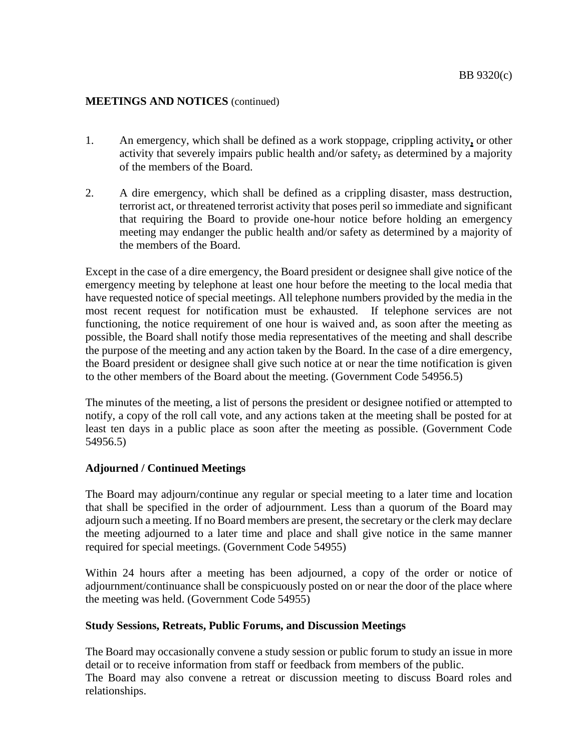**MEETINGS AND NOTICES** (continued)

1. An emergency, which shall be defined as a work stoppage, crippling activity, or other activity that severely impairs public health and/or safety, as determined by a majority of the members of the Board.

2. A dire emergency, which shall be defined as a crippling disaster, mass destruction, terrorist act, or threatened terrorist activity that poses peril so immediate and significant that requiring the Board to provide one-hour notice before holding an emergency meeting may endanger the public health and/or safety as determined by a majority of the members of the Board.

Except in the case of a dire emergency, the Board president or designee shall give notice of the emergency meeting by telephone at least one hour before the meeting to the local media that have requested notice of special meetings. All telephone numbers provided by the media in the most recent request for notification must be exhausted. If telephone services are not functioning, the notice requirement of one hour is waived and, as soon after the meeting as possible, the Board shall notify those media representatives of the meeting and shall describe the purpose of the meeting and any action taken by the Board. In the case of a dire emergency, the Board president or designee shall give such notice at or near the time notification is given to the other members of the Board about the meeting. (Government Code 54956.5)

The minutes of the meeting, a list of persons the president or designee notified or attempted to notify, a copy of the roll call vote, and any actions taken at the meeting shall be posted for at least ten days in a public place as soon after the meeting as possible. (Government Code 54956.5)

**Adjourned / Continued Meetings**

The Board may adjourn/continue any regular or special meeting to a later time and location that shall be specified in the order of adjournment. Less than a quorum of the Board may adjourn such a meeting. If no Board members are present, the secretary or the clerk may declare the meeting adjourned to a later time and place and shall give notice in the same manner required for special meetings. (Government Code 54955)

Within 24 hours after a meeting has been adjourned, a copy of the order or notice of adjournment/continuance shall be conspicuously posted on or near the door of the place where the meeting was held. (Government Code 54955)

**Study Sessions, Retreats, Public Forums, and Discussion Meetings**

The Board may occasionally convene a study session or public forum to study an issue in more detail or to receive information from staff or feedback from members of the public.
The Board may also convene a retreat or discussion meeting to discuss Board roles and relationships.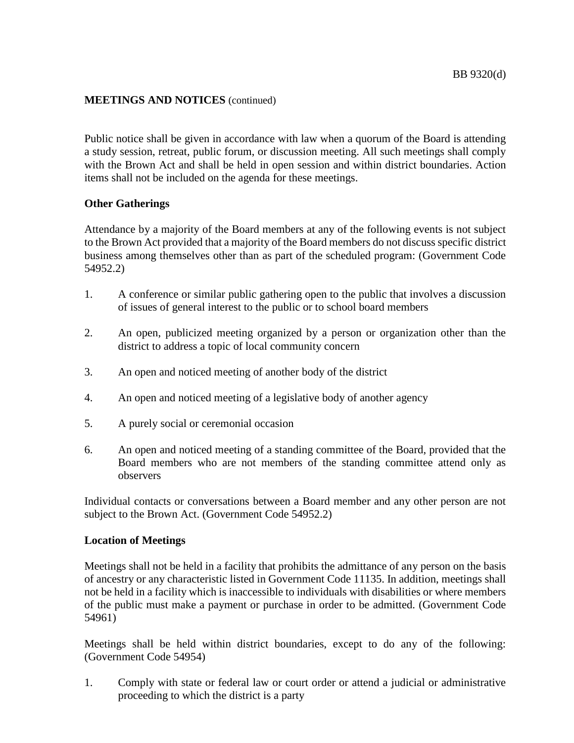Public notice shall be given in accordance with law when a quorum of the Board is attending a study session, retreat, public forum, or discussion meeting. All such meetings shall comply with the Brown Act and shall be held in open session and within district boundaries. Action items shall not be included on the agenda for these meetings.

**Other Gatherings**

Attendance by a majority of the Board members at any of the following events is not subject to the Brown Act provided that a majority of the Board members do not discuss specific district business among themselves other than as part of the scheduled program: (Government Code 54952.2)

1. A conference or similar public gathering open to the public that involves a discussion of issues of general interest to the public or to school board members
2. An open, publicized meeting organized by a person or organization other than the district to address a topic of local community concern
3. An open and noticed meeting of another body of the district
4. An open and noticed meeting of a legislative body of another agency
5. A purely social or ceremonial occasion
6. An open and noticed meeting of a standing committee of the Board, provided that the Board members who are not members of the standing committee attend only as observers

Individual contacts or conversations between a Board member and any other person are not subject to the Brown Act. (Government Code 54952.2)

**Location of Meetings**

Meetings shall not be held in a facility that prohibits the admittance of any person on the basis of ancestry or any characteristic listed in Government Code 11135. In addition, meetings shall not be held in a facility which is inaccessible to individuals with disabilities or where members of the public must make a payment or purchase in order to be admitted. (Government Code 54961)

Meetings shall be held within district boundaries, except to do any of the following: (Government Code 54954)

1. Comply with state or federal law or court order or attend a judicial or administrative proceeding to which the district is a party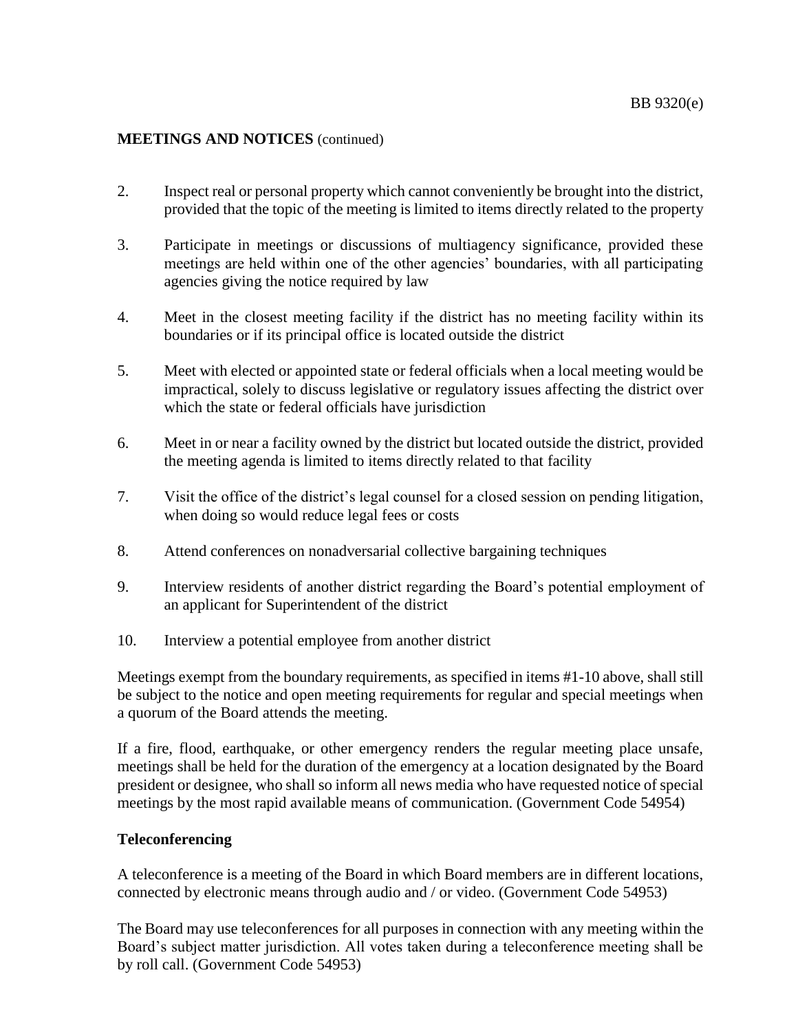**MEETINGS AND NOTICES** (continued)

2. Inspect real or personal property which cannot conveniently be brought into the district, provided that the topic of the meeting is limited to items directly related to the property

3. Participate in meetings or discussions of multiagency significance, provided these meetings are held within one of the other agencies' boundaries, with all participating agencies giving the notice required by law

4. Meet in the closest meeting facility if the district has no meeting facility within its boundaries or if its principal office is located outside the district

5. Meet with elected or appointed state or federal officials when a local meeting would be impractical, solely to discuss legislative or regulatory issues affecting the district over which the state or federal officials have jurisdiction

6. Meet in or near a facility owned by the district but located outside the district, provided the meeting agenda is limited to items directly related to that facility

7. Visit the office of the district's legal counsel for a closed session on pending litigation, when doing so would reduce legal fees or costs

8. Attend conferences on nonadversarial collective bargaining techniques

9. Interview residents of another district regarding the Board's potential employment of an applicant for Superintendent of the district

10. Interview a potential employee from another district

Meetings exempt from the boundary requirements, as specified in items #1-10 above, shall still be subject to the notice and open meeting requirements for regular and special meetings when a quorum of the Board attends the meeting.

If a fire, flood, earthquake, or other emergency renders the regular meeting place unsafe, meetings shall be held for the duration of the emergency at a location designated by the Board president or designee, who shall so inform all news media who have requested notice of special meetings by the most rapid available means of communication. (Government Code 54954)

## Teleconferencing

A teleconference is a meeting of the Board in which Board members are in different locations, connected by electronic means through audio and / or video. (Government Code 54953)

The Board may use teleconferences for all purposes in connection with any meeting within the Board's subject matter jurisdiction. All votes taken during a teleconference meeting shall be by roll call. (Government Code 54953)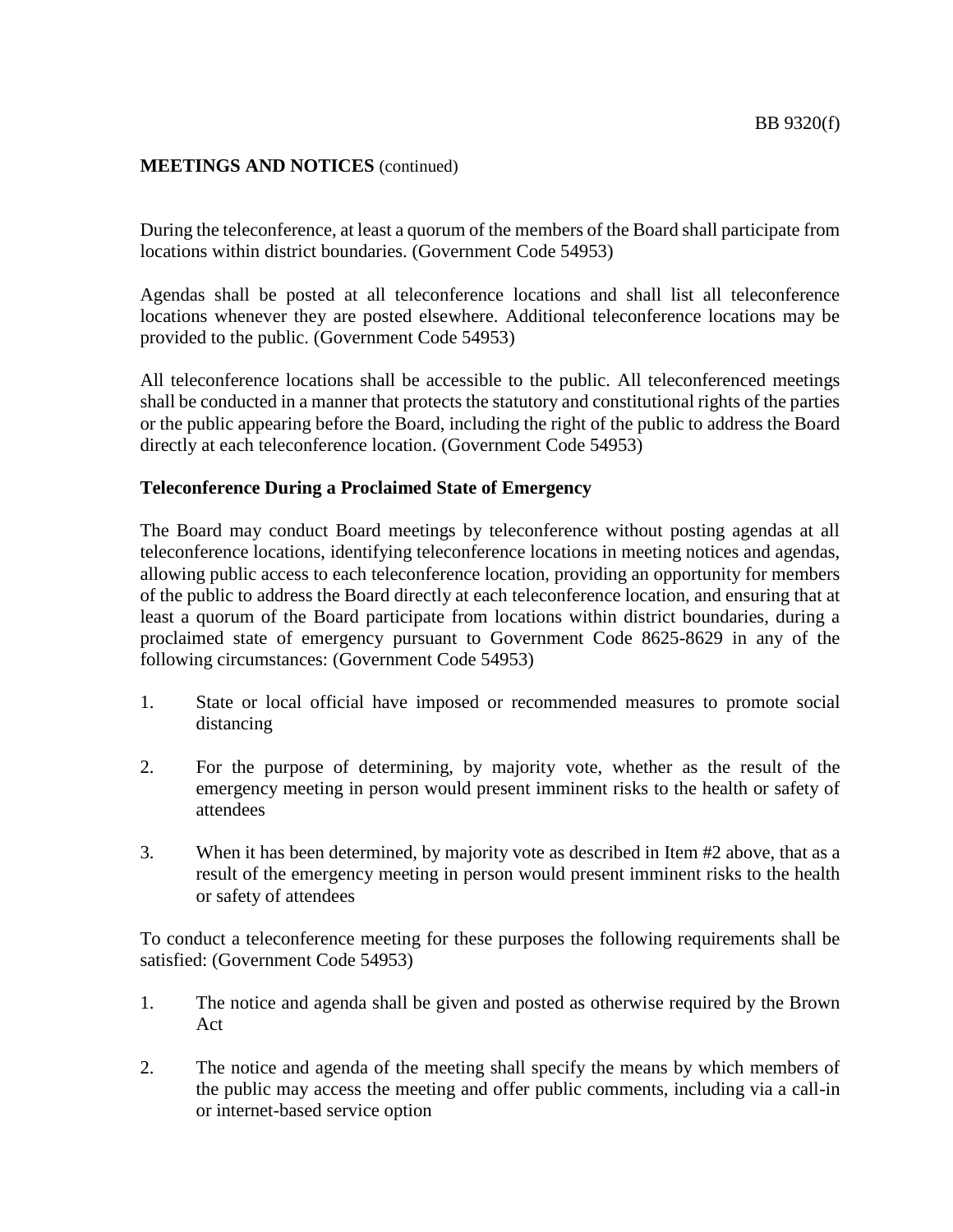**MEETINGS AND NOTICES** (continued)

During the teleconference, at least a quorum of the members of the Board shall participate from locations within district boundaries. (Government Code 54953)

Agendas shall be posted at all teleconference locations and shall list all teleconference locations whenever they are posted elsewhere. Additional teleconference locations may be provided to the public. (Government Code 54953)

All teleconference locations shall be accessible to the public. All teleconferenced meetings shall be conducted in a manner that protects the statutory and constitutional rights of the parties or the public appearing before the Board, including the right of the public to address the Board directly at each teleconference location. (Government Code 54953)

**Teleconference During a Proclaimed State of Emergency**

The Board may conduct Board meetings by teleconference without posting agendas at all teleconference locations, identifying teleconference locations in meeting notices and agendas, allowing public access to each teleconference location, providing an opportunity for members of the public to address the Board directly at each teleconference location, and ensuring that at least a quorum of the Board participate from locations within district boundaries, during a proclaimed state of emergency pursuant to Government Code 8625-8629 in any of the following circumstances: (Government Code 54953)

1. State or local official have imposed or recommended measures to promote social distancing

2. For the purpose of determining, by majority vote, whether as the result of the emergency meeting in person would present imminent risks to the health or safety of attendees

3. When it has been determined, by majority vote as described in Item #2 above, that as a result of the emergency meeting in person would present imminent risks to the health or safety of attendees

To conduct a teleconference meeting for these purposes the following requirements shall be satisfied: (Government Code 54953)

1. The notice and agenda shall be given and posted as otherwise required by the Brown Act

2. The notice and agenda of the meeting shall specify the means by which members of the public may access the meeting and offer public comments, including via a call-in or internet-based service option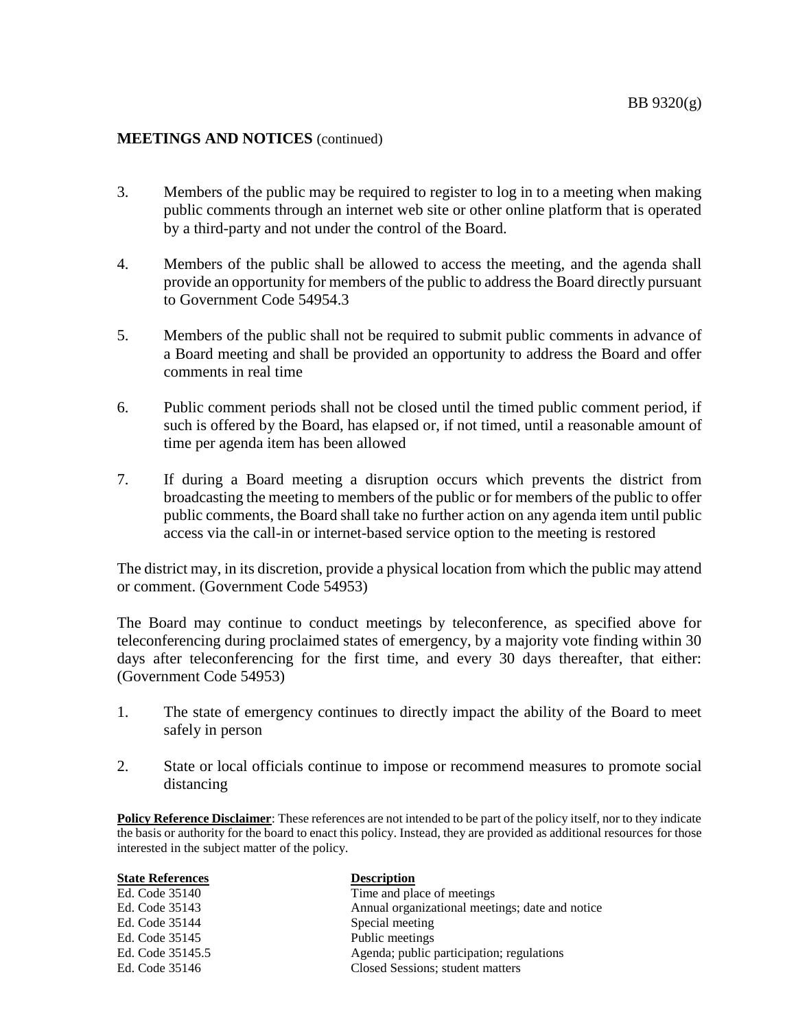**MEETINGS AND NOTICES** (continued)

3. Members of the public may be required to register to log in to a meeting when making public comments through an internet web site or other online platform that is operated by a third-party and not under the control of the Board.

4. Members of the public shall be allowed to access the meeting, and the agenda shall provide an opportunity for members of the public to address the Board directly pursuant to Government Code 54954.3

5. Members of the public shall not be required to submit public comments in advance of a Board meeting and shall be provided an opportunity to address the Board and offer comments in real time

6. Public comment periods shall not be closed until the timed public comment period, if such is offered by the Board, has elapsed or, if not timed, until a reasonable amount of time per agenda item has been allowed

7. If during a Board meeting a disruption occurs which prevents the district from broadcasting the meeting to members of the public or for members of the public to offer public comments, the Board shall take no further action on any agenda item until public access via the call-in or internet-based service option to the meeting is restored

The district may, in its discretion, provide a physical location from which the public may attend or comment. (Government Code 54953)

The Board may continue to conduct meetings by teleconference, as specified above for teleconferencing during proclaimed states of emergency, by a majority vote finding within 30 days after teleconferencing for the first time, and every 30 days thereafter, that either: (Government Code 54953)

1. The state of emergency continues to directly impact the ability of the Board to meet safely in person

2. State or local officials continue to impose or recommend measures to promote social distancing

**Policy Reference Disclaimer**: These references are not intended to be part of the policy itself, nor to they indicate the basis or authority for the board to enact this policy. Instead, they are provided as additional resources for those interested in the subject matter of the policy.

| State References | Description |
| --- | --- |
| Ed. Code 35140 | Time and place of meetings |
| Ed. Code 35143 | Annual organizational meetings; date and notice |
| Ed. Code 35144 | Special meeting |
| Ed. Code 35145 | Public meetings |
| Ed. Code 35145.5 | Agenda; public participation; regulations |
| Ed. Code 35146 | Closed Sessions; student matters |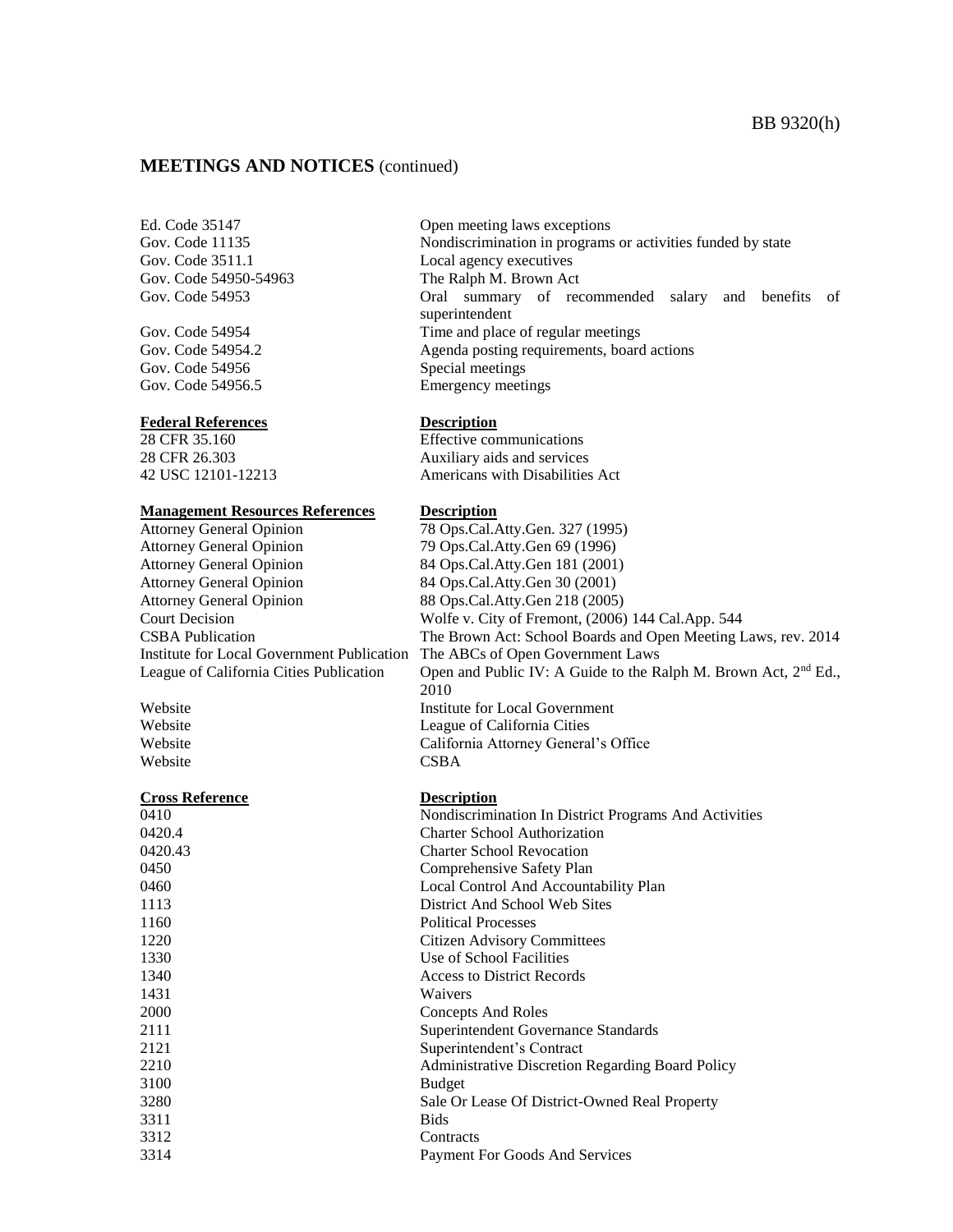## MEETINGS AND NOTICES (continued)

| | |
|---|---|
| Ed. Code 35147 | Open meeting laws exceptions |
| Gov. Code 11135 | Nondiscrimination in programs or activities funded by state |
| Gov. Code 3511.1 | Local agency executives |
| Gov. Code 54950-54963 | The Ralph M. Brown Act |
| Gov. Code 54953 | Oral summary of recommended salary and benefits of superintendent |
| Gov. Code 54954 | Time and place of regular meetings |
| Gov. Code 54954.2 | Agenda posting requirements, board actions |
| Gov. Code 54956 | Special meetings |
| Gov. Code 54956.5 | Emergency meetings |

| **Federal References** | **Description** |
|---|---|
| 28 CFR 35.160 | Effective communications |
| 28 CFR 26.303 | Auxiliary aids and services |
| 42 USC 12101-12213 | Americans with Disabilities Act |

| **Management Resources References** | **Description** |
|---|---|
| Attorney General Opinion | 78 Ops.Cal.Atty.Gen. 327 (1995) |
| Attorney General Opinion | 79 Ops.Cal.Atty.Gen 69 (1996) |
| Attorney General Opinion | 84 Ops.Cal.Atty.Gen 181 (2001) |
| Attorney General Opinion | 84 Ops.Cal.Atty.Gen 30 (2001) |
| Attorney General Opinion | 88 Ops.Cal.Atty.Gen 218 (2005) |
| Court Decision | Wolfe v. City of Fremont, (2006) 144 Cal.App. 544 |
| CSBA Publication | The Brown Act: School Boards and Open Meeting Laws, rev. 2014 |
| Institute for Local Government Publication | The ABCs of Open Government Laws |
| League of California Cities Publication | Open and Public IV: A Guide to the Ralph M. Brown Act, 2nd Ed., 2010 |
| Website | Institute for Local Government |
| Website | League of California Cities |
| Website | California Attorney General's Office |
| Website | CSBA |

| **Cross Reference** | **Description** |
|---|---|
| 0410 | Nondiscrimination In District Programs And Activities |
| 0420.4 | Charter School Authorization |
| 0420.43 | Charter School Revocation |
| 0450 | Comprehensive Safety Plan |
| 0460 | Local Control And Accountability Plan |
| 1113 | District And School Web Sites |
| 1160 | Political Processes |
| 1220 | Citizen Advisory Committees |
| 1330 | Use of School Facilities |
| 1340 | Access to District Records |
| 1431 | Waivers |
| 2000 | Concepts And Roles |
| 2111 | Superintendent Governance Standards |
| 2121 | Superintendent's Contract |
| 2210 | Administrative Discretion Regarding Board Policy |
| 3100 | Budget |
| 3280 | Sale Or Lease Of District-Owned Real Property |
| 3311 | Bids |
| 3312 | Contracts |
| 3314 | Payment For Goods And Services |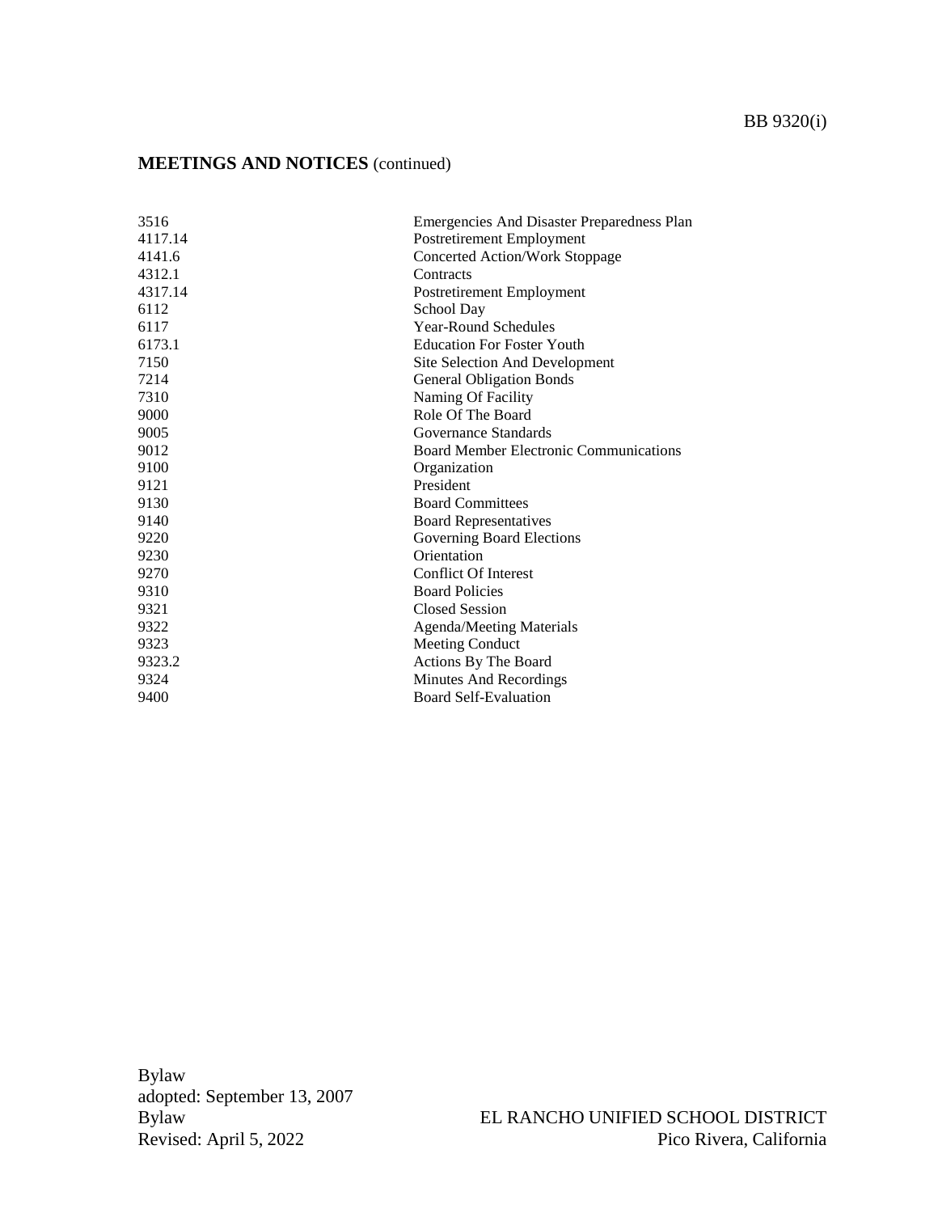**MEETINGS AND NOTICES** (continued)

| | |
|---|---|
| 3516 | Emergencies And Disaster Preparedness Plan |
| 4117.14 | Postretirement Employment |
| 4141.6 | Concerted Action/Work Stoppage |
| 4312.1 | Contracts |
| 4317.14 | Postretirement Employment |
| 6112 | School Day |
| 6117 | Year-Round Schedules |
| 6173.1 | Education For Foster Youth |
| 7150 | Site Selection And Development |
| 7214 | General Obligation Bonds |
| 7310 | Naming Of Facility |
| 9000 | Role Of The Board |
| 9005 | Governance Standards |
| 9012 | Board Member Electronic Communications |
| 9100 | Organization |
| 9121 | President |
| 9130 | Board Committees |
| 9140 | Board Representatives |
| 9220 | Governing Board Elections |
| 9230 | Orientation |
| 9270 | Conflict Of Interest |
| 9310 | Board Policies |
| 9321 | Closed Session |
| 9322 | Agenda/Meeting Materials |
| 9323 | Meeting Conduct |
| 9323.2 | Actions By The Board |
| 9324 | Minutes And Recordings |
| 9400 | Board Self-Evaluation |

Bylaw
adopted: September 13, 2007
Bylaw
Revised: April 5, 2022

EL RANCHO UNIFIED SCHOOL DISTRICT
Pico Rivera, California